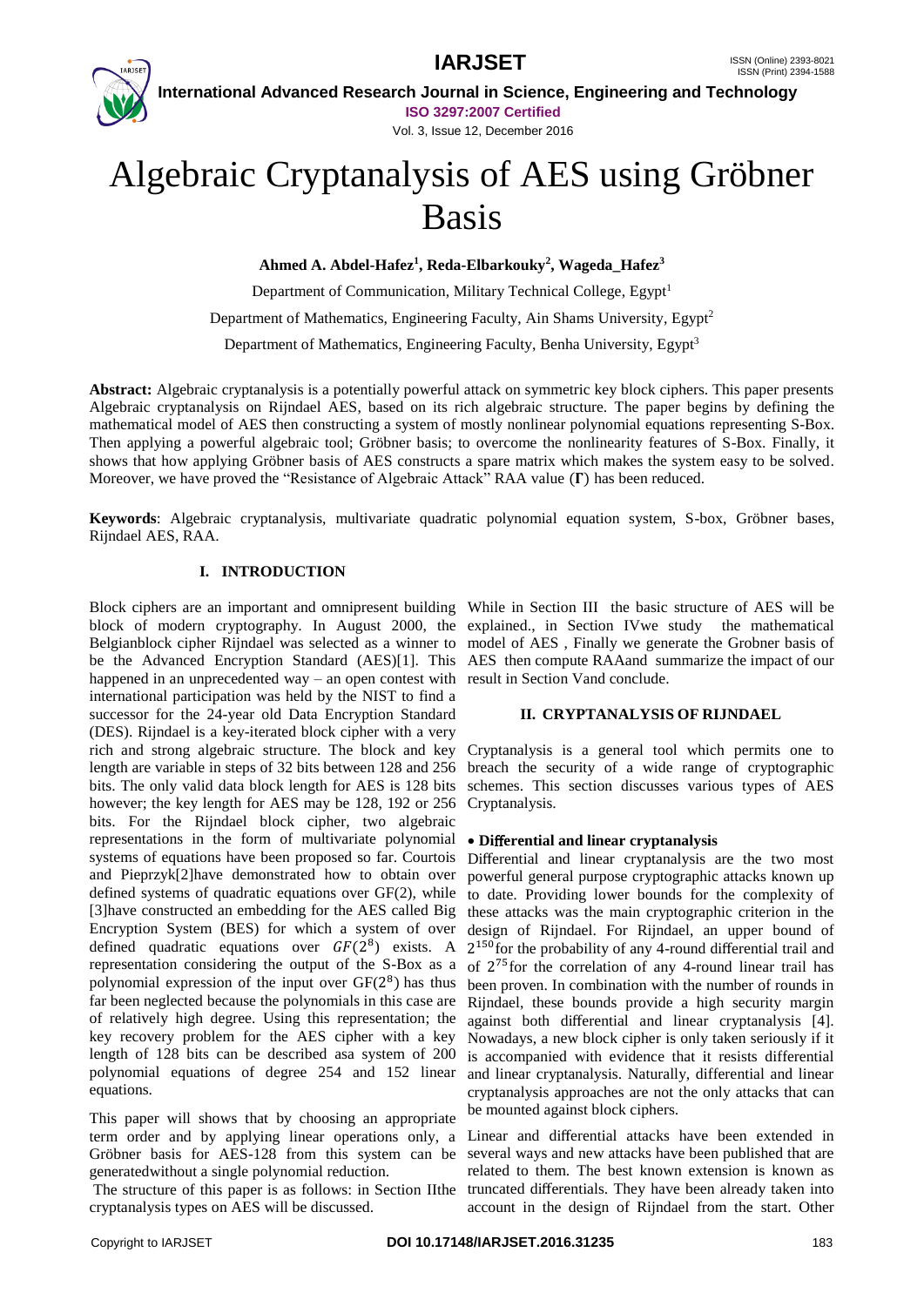# Algebraic Cryptanalysis of AES using Gröbner Basis

**Ahmed A. Abdel-Hafez[1], Reda-Elbarkouky[2], Wageda_Hafez[3]**

Department of Communication, Military Technical College, Egypt[1]

Department of Mathematics, Engineering Faculty, Ain Shams University, Egypt[2]

Department of Mathematics, Engineering Faculty, Benha University, Egypt[3]

**Abstract:** Algebraic cryptanalysis is a potentially powerful attack on symmetric key block ciphers. This paper presents Algebraic cryptanalysis on Rijndael AES, based on its rich algebraic structure. The paper begins by defining the mathematical model of AES then constructing a system of mostly nonlinear polynomial equations representing S-Box. Then applying a powerful algebraic tool; Gröbner basis; to overcome the nonlinearity features of S-Box. Finally, it shows that how applying Gröbner basis of AES constructs a spare matrix which makes the system easy to be solved. Moreover, we have proved the "Resistance of Algebraic Attack" RAA value (**Γ**) has been reduced.

**Keywords**: Algebraic cryptanalysis, multivariate quadratic polynomial equation system, S-box, Gröbner bases, Rijndael AES, RAA.

## I. INTRODUCTION

Block ciphers are an important and omnipresent building block of modern cryptography. In August 2000, the Belgianblock cipher Rijndael was selected as a winner to be the Advanced Encryption Standard (AES)[1]. This happened in an unprecedented way – an open contest with international participation was held by the NIST to find a successor for the 24-year old Data Encryption Standard (DES). Rijndael is a key-iterated block cipher with a very rich and strong algebraic structure. The block and key length are variable in steps of 32 bits between 128 and 256 bits. The only valid data block length for AES is 128 bits however; the key length for AES may be 128, 192 or 256 bits. For the Rijndael block cipher, two algebraic representations in the form of multivariate polynomial systems of equations have been proposed so far. Courtois and Pieprzyk[2]have demonstrated how to obtain over defined systems of quadratic equations over GF(2), while [3]have constructed an embedding for the AES called Big Encryption System (BES) for which a system of over defined quadratic equations over $GF(2^8)$ exists. A representation considering the output of the S-Box as a polynomial expression of the input over $GF(2^8)$ has thus far been neglected because the polynomials in this case are of relatively high degree. Using this representation; the key recovery problem for the AES cipher with a key length of 128 bits can be described asa system of 200 polynomial equations of degree 254 and 152 linear equations.

This paper will shows that by choosing an appropriate term order and by applying linear operations only, a Gröbner basis for AES-128 from this system can be generatedwithout a single polynomial reduction.

The structure of this paper is as follows: in Section IIthe cryptanalysis types on AES will be discussed. While in Section III the basic structure of AES will be explained., in Section IVwe study the mathematical model of AES , Finally we generate the Grobner basis of AES then compute RAAand summarize the impact of our result in Section Vand conclude.

## II. CRYPTANALYSIS OF RIJNDAEL

Cryptanalysis is a general tool which permits one to breach the security of a wide range of cryptographic schemes. This section discusses various types of AES Cryptanalysis.

- **Differential and linear cryptanalysis**

Differential and linear cryptanalysis are the two most powerful general purpose cryptographic attacks known up to date. Providing lower bounds for the complexity of these attacks was the main cryptographic criterion in the design of Rijndael. For Rijndael, an upper bound of $2^{150}$ for the probability of any 4-round differential trail and of $2^{75}$ for the correlation of any 4-round linear trail has been proven. In combination with the number of rounds in Rijndael, these bounds provide a high security margin against both differential and linear cryptanalysis [4]. Nowadays, a new block cipher is only taken seriously if it is accompanied with evidence that it resists differential and linear cryptanalysis. Naturally, differential and linear cryptanalysis approaches are not the only attacks that can be mounted against block ciphers.

Linear and differential attacks have been extended in several ways and new attacks have been published that are related to them. The best known extension is known as truncated differentials. They have been already taken into account in the design of Rijndael from the start. Other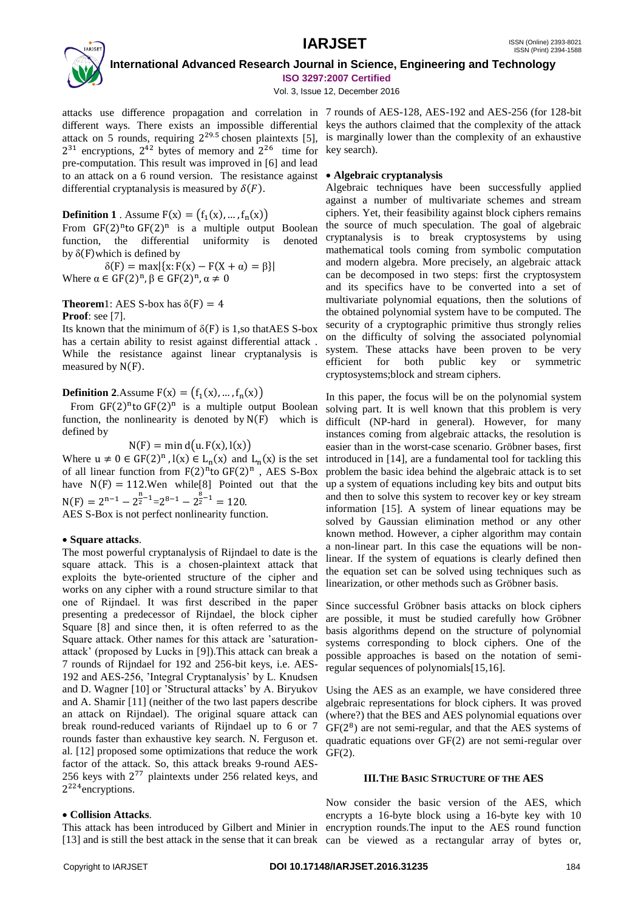attacks use difference propagation and correlation in different ways. There exists an impossible differential attack on 5 rounds, requiring $2^{29.5}$ chosen plaintexts [5], $2^{31}$ encryptions, $2^{42}$ bytes of memory and $2^{26}$ time for pre-computation. This result was improved in [6] and lead to an attack on a 6 round version. The resistance against differential cryptanalysis is measured by $\delta(F)$.

**Definition 1** . Assume $F(x) = (f_1(x), \dots, f_n(x))$
From $GF(2)^n$to $GF(2)^n$ is a multiple output Boolean function, the differential uniformity is denoted by $\delta(F)$which is defined by

$$\delta(F) = \max|\{x: F(x) - F(X + \alpha) = \beta\}|$$

Where $\alpha \in GF(2)^n, \beta \in GF(2)^n, \alpha \neq 0$

**Theorem**1: AES S-box has $\delta(F) = 4$
**Proof**: see [7].

Its known that the minimum of $\delta(F)$ is 1,so thatAES S-box has a certain ability to resist against differential attack . While the resistance against linear cryptanalysis is measured by $N(F)$.

**Definition 2**.Assume $F(x) = (f_1(x), \dots, f_n(x))$
From $GF(2)^n$to $GF(2)^n$ is a multiple output Boolean function, the nonlinearity is denoted by $N(F)$ which is defined by

$$N(F) = \min d(u.F(x), l(x))$$

Where $u \neq 0 \in GF(2)^n$ , $l(x) \in L_n(x)$ and $L_n(x)$ is the set of all linear function from $F(2)^n$to $GF(2)^n$ , AES S-Box have $N(F) = 112$.Wen while[8] Pointed out that the $N(F) = 2^{n-1} - 2^{\frac{n}{2}-1}$=$2^{8-1} - 2^{\frac{8}{2}-1} = 120$.
AES S-Box is not perfect nonlinearity function.

- **Square attacks**.

The most powerful cryptanalysis of Rijndael to date is the square attack. This is a chosen-plaintext attack that exploits the byte-oriented structure of the cipher and works on any cipher with a round structure similar to that one of Rijndael. It was first described in the paper presenting a predecessor of Rijndael, the block cipher Square [8] and since then, it is often referred to as the Square attack. Other names for this attack are 'saturation-attack' (proposed by Lucks in [9]).This attack can break a 7 rounds of Rijndael for 192 and 256-bit keys, i.e. AES-192 and AES-256, 'Integral Cryptanalysis' by L. Knudsen and D. Wagner [10] or 'Structural attacks' by A. Biryukov and A. Shamir [11] (neither of the two last papers describe an attack on Rijndael). The original square attack can break round-reduced variants of Rijndael up to 6 or 7 rounds faster than exhaustive key search. N. Ferguson et. al. [12] proposed some optimizations that reduce the work factor of the attack. So, this attack breaks 9-round AES-256 keys with $2^{77}$ plaintexts under 256 related keys, and $2^{224}$encryptions.

- **Collision Attacks**.

This attack has been introduced by Gilbert and Minier in [13] and is still the best attack in the sense that it can break 7 rounds of AES-128, AES-192 and AES-256 (for 128-bit keys the authors claimed that the complexity of the attack is marginally lower than the complexity of an exhaustive key search).

- **Algebraic cryptanalysis**

Algebraic techniques have been successfully applied against a number of multivariate schemes and stream ciphers. Yet, their feasibility against block ciphers remains the source of much speculation. The goal of algebraic cryptanalysis is to break cryptosystems by using mathematical tools coming from symbolic computation and modern algebra. More precisely, an algebraic attack can be decomposed in two steps: first the cryptosystem and its specifics have to be converted into a set of multivariate polynomial equations, then the solutions of the obtained polynomial system have to be computed. The security of a cryptographic primitive thus strongly relies on the difficulty of solving the associated polynomial system. These attacks have been proven to be very efficient for both public key or symmetric cryptosystems;block and stream ciphers.

In this paper, the focus will be on the polynomial system solving part. It is well known that this problem is very difficult (NP-hard in general). However, for many instances coming from algebraic attacks, the resolution is easier than in the worst-case scenario. Gröbner bases, first introduced in [14], are a fundamental tool for tackling this problem the basic idea behind the algebraic attack is to set up a system of equations including key bits and output bits and then to solve this system to recover key or key stream information [15]. A system of linear equations may be solved by Gaussian elimination method or any other known method. However, a cipher algorithm may contain a non-linear part. In this case the equations will be non-linear. If the system of equations is clearly defined then the equation set can be solved using techniques such as linearization, or other methods such as Gröbner basis.

Since successful Gröbner basis attacks on block ciphers are possible, it must be studied carefully how Gröbner basis algorithms depend on the structure of polynomial systems corresponding to block ciphers. One of the possible approaches is based on the notation of semi-regular sequences of polynomials[15,16].

Using the AES as an example, we have considered three algebraic representations for block ciphers. It was proved (where?) that the BES and AES polynomial equations over $GF(2^8)$ are not semi-regular, and that the AES systems of quadratic equations over GF(2) are not semi-regular over GF(2).

## III. THE BASIC STRUCTURE OF THE AES

Now consider the basic version of the AES, which encrypts a 16-byte block using a 16-byte key with 10 encryption rounds.The input to the AES round function can be viewed as a rectangular array of bytes or,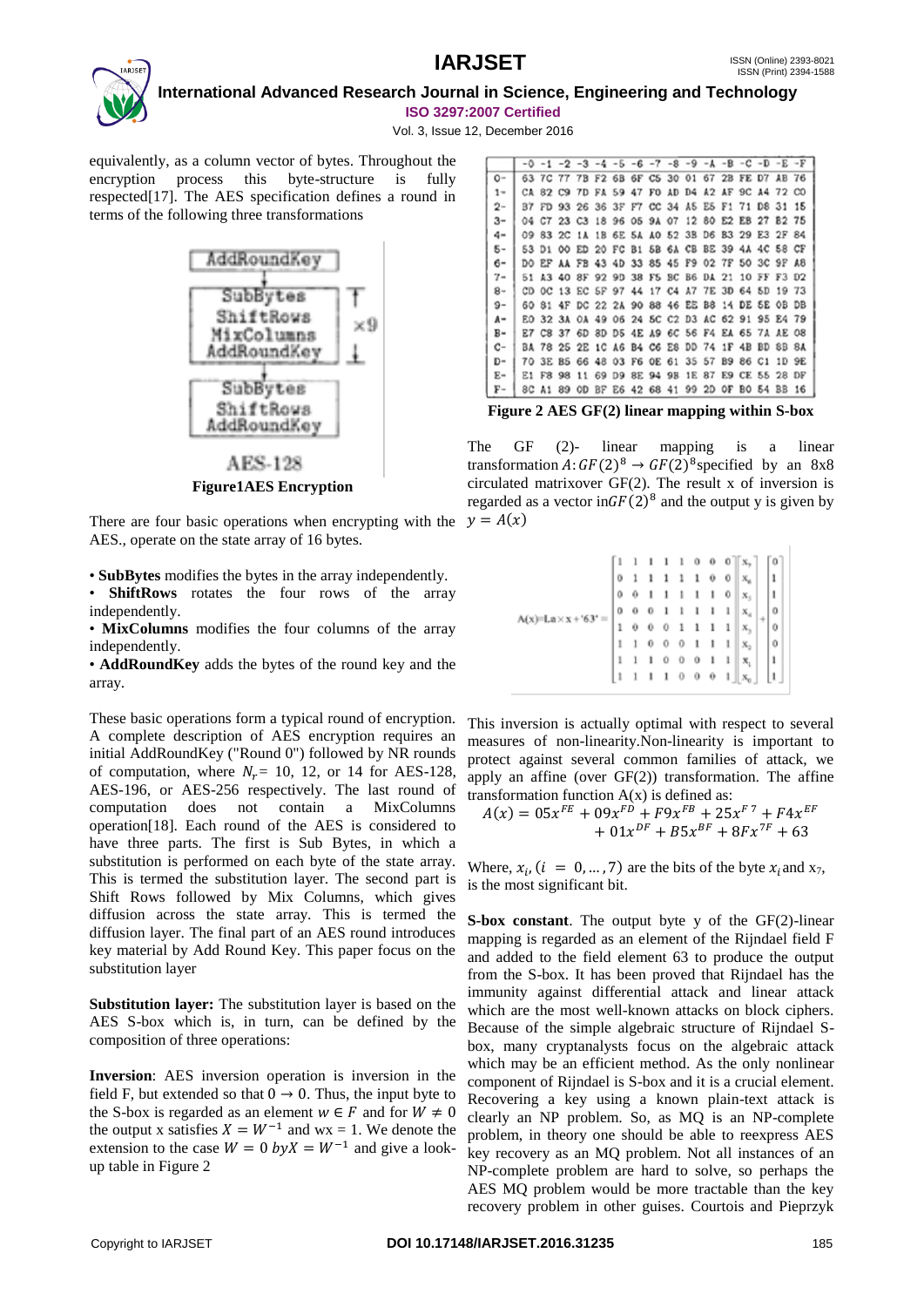equivalently, as a column vector of bytes. Throughout the encryption process this byte-structure is fully respected[17]. The AES specification defines a round in terms of the following three transformations

| |
|---|
| AddRoundKey |
| SubBytes<br>ShiftRows<br>MixColumns<br>AddRoundKey (×9) |
| SubBytes<br>ShiftRows<br>AddRoundKey |

AES-128

**Figure1AES Encryption**

There are four basic operations when encrypting with the AES., operate on the state array of 16 bytes.

- **SubBytes** modifies the bytes in the array independently.
- **ShiftRows** rotates the four rows of the array independently.
- **MixColumns** modifies the four columns of the array independently.
- **AddRoundKey** adds the bytes of the round key and the array.

These basic operations form a typical round of encryption. A complete description of AES encryption requires an initial AddRoundKey ("Round 0") followed by NR rounds of computation, where $N_r$= 10, 12, or 14 for AES-128, AES-196, or AES-256 respectively. The last round of computation does not contain a MixColumns operation[18]. Each round of the AES is considered to have three parts. The first is Sub Bytes, in which a substitution is performed on each byte of the state array. This is termed the substitution layer. The second part is Shift Rows followed by Mix Columns, which gives diffusion across the state array. This is termed the diffusion layer. The final part of an AES round introduces key material by Add Round Key. This paper focus on the substitution layer

**Substitution layer:** The substitution layer is based on the AES S-box which is, in turn, can be defined by the composition of three operations:

**Inversion**: AES inversion operation is inversion in the field F, but extended so that $0 \to 0$. Thus, the input byte to the S-box is regarded as an element $w \in F$ and for $W \neq 0$ the output x satisfies $X = W^{-1}$ and wx = 1. We denote the extension to the case $W = 0$ by$X = W^{-1}$ and give a look-up table in Figure 2

| | -0 | -1 | -2 | -3 | -4 | -5 | -6 | -7 | -8 | -9 | -A | -B | -C | -D | -E | -F |
|---|---|---|---|---|---|---|---|---|---|---|---|---|---|---|---|---|
| 0- | 63 | 7C | 77 | 7B | F2 | 6B | 6F | C5 | 30 | 01 | 67 | 2B | FE | D7 | AB | 76 |
| 1- | CA | 82 | C9 | 7D | FA | 59 | 47 | F0 | AD | D4 | A2 | AF | 9C | A4 | 72 | C0 |
| 2- | B7 | FD | 93 | 26 | 36 | 3F | F7 | CC | 34 | A5 | E5 | F1 | 71 | D8 | 31 | 15 |
| 3- | 04 | C7 | 23 | C3 | 18 | 96 | 05 | 9A | 07 | 12 | 80 | E2 | EB | 27 | B2 | 75 |
| 4- | 09 | 83 | 2C | 1A | 1B | 6E | 5A | A0 | 52 | 3B | D6 | B3 | 29 | E3 | 2F | 84 |
| 5- | 53 | D1 | 00 | ED | 20 | FC | B1 | 5B | 6A | CB | BE | 39 | 4A | 4C | 58 | CF |
| 6- | D0 | EF | AA | FB | 43 | 4D | 33 | 85 | 45 | F9 | 02 | 7F | 50 | 3C | 9F | A8 |
| 7- | 51 | A3 | 40 | 8F | 92 | 9D | 38 | F5 | BC | B6 | DA | 21 | 10 | FF | F3 | D2 |
| 8- | CD | 0C | 13 | EC | 5F | 97 | 44 | 17 | C4 | A7 | 7E | 3D | 64 | 5D | 19 | 73 |
| 9- | 60 | 81 | 4F | DC | 22 | 2A | 90 | 88 | 46 | EE | B8 | 14 | DE | 5E | 0B | DB |
| A- | E0 | 32 | 3A | 0A | 49 | 06 | 24 | 5C | C2 | D3 | AC | 62 | 91 | 95 | E4 | 79 |
| B- | E7 | C8 | 37 | 6D | 8D | D5 | 4E | A9 | 6C | 56 | F4 | EA | 65 | 7A | AE | 08 |
| C- | BA | 78 | 25 | 2E | 1C | A6 | B4 | C6 | E8 | DD | 74 | 1F | 4B | BD | 8B | 8A |
| D- | 70 | 3E | B5 | 66 | 48 | 03 | F6 | 0E | 61 | 35 | 57 | B9 | 86 | C1 | 1D | 9E |
| E- | E1 | F8 | 98 | 11 | 69 | D9 | 8E | 94 | 9B | 1E | 87 | E9 | CE | 55 | 28 | DF |
| F- | 8C | A1 | 89 | 0D | BF | E6 | 42 | 68 | 41 | 99 | 2D | 0F | B0 | 54 | BB | 16 |

**Figure 2 AES GF(2) linear mapping within S-box**

The GF (2)- linear mapping is a linear transformation $A: GF(2)^8 \to GF(2)^8$specified by an 8x8 circulated matrixover GF(2). The result x of inversion is regarded as a vector in$GF(2)^8$ and the output y is given by $y = A(x)$

$$A(x)=\text{La}\times x+\text{'63'}=\begin{bmatrix}1&1&1&1&1&0&0&0\\0&1&1&1&1&1&0&0\\0&0&1&1&1&1&1&0\\0&0&0&1&1&1&1&1\\1&0&0&0&1&1&1&1\\1&1&0&0&0&1&1&1\\1&1&1&0&0&0&1&1\\1&1&1&1&0&0&0&1\end{bmatrix}\begin{bmatrix}x_7\\x_6\\x_5\\x_4\\x_3\\x_2\\x_1\\x_0\end{bmatrix}+\begin{bmatrix}0\\1\\1\\0\\0\\0\\1\\1\end{bmatrix}$$

This inversion is actually optimal with respect to several measures of non-linearity.Non-linearity is important to protect against several common families of attack, we apply an affine (over GF(2)) transformation. The affine transformation function A(x) is defined as:

$$A(x) = 05x^{FE} + 09x^{FD} + F9x^{FB} + 25x^{F7} + F4x^{EF} + 01x^{DF} + B5x^{BF} + 8Fx^{7F} + 63$$

Where, $x_i, (i = 0, \ldots, 7)$ are the bits of the byte $x_i$and $x_7$, is the most significant bit.

**S-box constant**. The output byte y of the GF(2)-linear mapping is regarded as an element of the Rijndael field F and added to the field element 63 to produce the output from the S-box. It has been proved that Rijndael has the immunity against differential attack and linear attack which are the most well-known attacks on block ciphers. Because of the simple algebraic structure of Rijndael S-box, many cryptanalysts focus on the algebraic attack which may be an efficient method. As the only nonlinear component of Rijndael is S-box and it is a crucial element. Recovering a key using a known plain-text attack is clearly an NP problem. So, as MQ is an NP-complete problem, in theory one should be able to reexpress AES key recovery as an MQ problem. Not all instances of an NP-complete problem are hard to solve, so perhaps the AES MQ problem would be more tractable than the key recovery problem in other guises. Courtois and Pieprzyk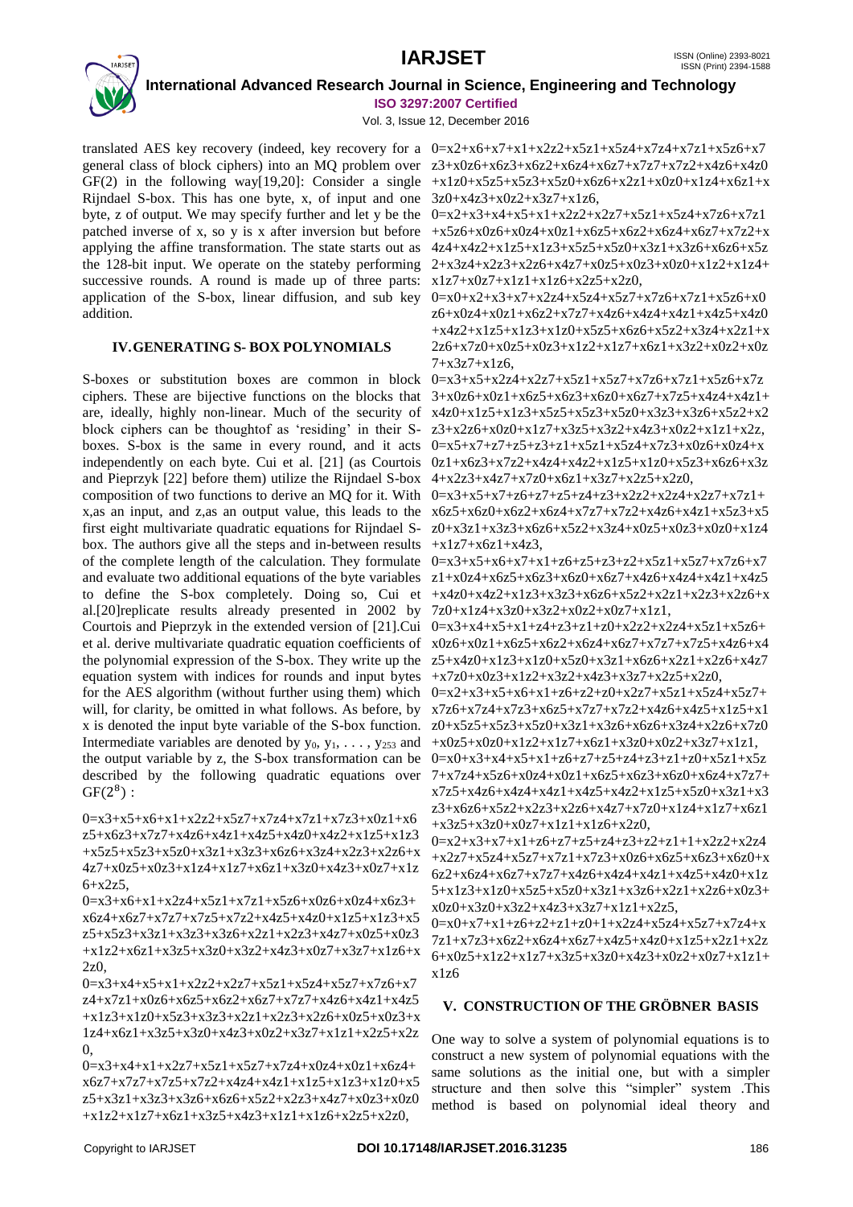translated AES key recovery (indeed, key recovery for a general class of block ciphers) into an MQ problem over GF(2) in the following way[19,20]: Consider a single Rijndael S-box. This has one byte, x, of input and one byte, z of output. We may specify further and let y be the patched inverse of x, so y is x after inversion but before applying the affine transformation. The state starts out as the 128-bit input. We operate on the stateby performing successive rounds. A round is made up of three parts: application of the S-box, linear diffusion, and sub key addition.

## IV. GENERATING S- BOX POLYNOMIALS

S-boxes or substitution boxes are common in block ciphers. These are bijective functions on the blocks that are, ideally, highly non-linear. Much of the security of block ciphers can be thoughtof as 'residing' in their S-boxes. S-box is the same in every round, and it acts independently on each byte. Cui et al. [21] (as Courtois and Pieprzyk [22] before them) utilize the Rijndael S-box composition of two functions to derive an MQ for it. With x,as an input, and z,as an output value, this leads to the first eight multivariate quadratic equations for Rijndael S-box. The authors give all the steps and in-between results of the complete length of the calculation. They formulate and evaluate two additional equations of the byte variables to define the S-box completely. Doing so, Cui et al.[20]replicate results already presented in 2002 by Courtois and Pieprzyk in the extended version of [21].Cui et al. derive multivariate quadratic equation coefficients of the polynomial expression of the S-box. They write up the equation system with indices for rounds and input bytes for the AES algorithm (without further using them) which will, for clarity, be omitted in what follows. As before, by x is denoted the input byte variable of the S-box function. Intermediate variables are denoted by $y_0, y_1, \ldots, y_{253}$ and the output variable by z, the S-box transformation can be described by the following quadratic equations over $GF(2^8)$ :

0=x3+x5+x6+x1+x2z2+x5z7+x7z4+x7z1+x7z3+x0z1+x6z5+x6z3+x7z7+x4z6+x4z1+x4z5+x4z0+x4z2+x1z5+x1z3+x5z5+x5z3+x5z0+x3z1+x3z3+x6z6+x3z4+x2z3+x2z6+x4z7+x0z5+x0z3+x1z4+x1z7+x6z1+x3z0+x4z3+x0z7+x1z6+x2z5,

0=x3+x6+x1+x2z4+x5z1+x7z1+x5z6+x0z6+x0z4+x6z3+x6z4+x6z7+x7z7+x7z5+x7z2+x4z5+x4z0+x1z5+x1z3+x5z5+x5z3+x3z1+x3z3+x3z6+x2z1+x2z3+x4z7+x0z5+x0z3+x1z2+x6z1+x3z5+x3z0+x3z2+x4z3+x0z7+x3z7+x1z6+x2z0,

0=x3+x4+x5+x1+x2z2+x2z7+x5z1+x5z4+x5z7+x7z6+x7z4+x7z1+x0z6+x6z5+x6z2+x6z7+x7z7+x4z6+x4z1+x4z5+x1z3+x1z0+x5z3+x3z3+x2z1+x2z3+x2z6+x0z5+x0z3+x1z4+x6z1+x3z5+x3z0+x4z3+x0z2+x3z7+x1z1+x2z5+x2z0,

0=x3+x4+x1+x2z7+x5z1+x5z7+x7z4+x0z4+x0z1+x6z4+x6z7+x7z7+x7z5+x7z2+x4z4+x4z1+x1z5+x1z3+x1z0+x5z5+x3z1+x3z3+x3z6+x6z6+x5z2+x2z3+x4z7+x0z3+x0z0+x1z2+x1z7+x6z1+x3z5+x4z3+x1z1+x1z6+x2z5+x2z0,

0=x2+x6+x7+x1+x2z2+x5z1+x5z4+x7z4+x7z1+x5z6+x7z3+x0z6+x6z3+x6z2+x6z4+x6z7+x7z7+x7z2+x4z6+x4z0+x1z0+x5z5+x5z3+x5z0+x6z6+x2z1+x0z0+x1z4+x6z1+x3z0+x4z3+x0z2+x3z7+x1z6,

0=x2+x3+x4+x5+x1+x2z2+x2z7+x5z1+x5z4+x7z6+x7z1+x5z6+x0z6+x0z4+x0z1+x6z5+x6z2+x6z4+x6z7+x7z2+x4z4+x4z2+x1z5+x1z3+x5z5+x5z0+x3z1+x3z6+x6z6+x5z2+x3z4+x2z3+x2z6+x4z7+x0z5+x0z3+x0z0+x1z2+x1z4+x1z7+x0z7+x1z1+x1z6+x2z5+x2z0,

0=x0+x2+x3+x7+x2z4+x5z4+x5z7+x7z6+x7z1+x5z6+x0z6+x0z4+x0z1+x6z2+x7z7+x4z6+x4z4+x4z1+x4z5+x4z0+x4z2+x1z5+x1z3+x1z0+x5z5+x6z6+x5z2+x3z4+x2z1+x2z6+x7z0+x0z5+x0z3+x1z2+x1z7+x6z1+x3z2+x0z2+x0z7+x3z7+x1z6,

0=x3+x5+x2z4+x2z7+x5z1+x5z7+x7z6+x7z1+x5z6+x7z3+x0z6+x0z1+x6z5+x6z3+x6z0+x6z7+x7z5+x4z4+x4z1+x4z0+x1z5+x1z3+x5z5+x5z3+x5z0+x3z3+x3z6+x5z2+x2z3+x2z6+x0z0+x1z7+x3z5+x3z2+x4z3+x0z2+x1z1+x2z,

0=x5+x7+z7+z5+z3+z1+x5z1+x5z4+x7z3+x0z6+x0z4+x0z1+x6z3+x7z2+x4z4+x4z2+x1z5+x1z0+x5z3+x6z6+x3z4+x2z3+x4z7+x7z0+x6z1+x3z7+x2z5+x2z0,

0=x3+x5+x7+z6+z7+z5+z4+z3+x2z2+x2z4+x2z7+x7z1+x6z5+x6z0+x6z2+x6z4+x7z7+x7z2+x4z6+x4z1+x5z3+x5z0+x3z1+x3z3+x6z6+x5z2+x3z4+x0z5+x0z3+x0z0+x1z4+x1z7+x6z1+x4z3,

0=x3+x5+x6+x7+x1+z6+z5+z3+z2+x5z1+x5z7+x7z6+x7z1+x0z4+x6z5+x6z3+x6z0+x6z7+x4z6+x4z4+x4z1+x4z5+x4z0+x4z2+x1z3+x3z3+x6z6+x5z2+x2z1+x2z3+x2z6+x7z0+x1z4+x3z0+x3z2+x0z2+x0z7+x1z1,

0=x3+x4+x5+x1+z4+z3+z1+z0+x2z2+x2z4+x5z1+x5z6+x0z6+x0z1+x6z5+x6z2+x6z4+x6z7+x7z7+x7z5+x4z6+x4z5+x4z0+x1z3+x1z0+x5z0+x3z1+x6z6+x2z1+x2z6+x4z7+x7z0+x0z3+x1z2+x3z2+x4z3+x3z7+x2z5+x2z0,

0=x2+x3+x5+x6+x1+z6+z2+z0+x2z7+x5z1+x5z4+x5z7+x7z6+x7z4+x7z3+x6z5+x7z7+x7z2+x4z6+x4z5+x1z5+x1z0+x5z5+x5z3+x5z0+x3z1+x3z6+x6z6+x3z4+x2z6+x7z0+x0z5+x0z0+x1z2+x1z7+x6z1+x3z0+x0z2+x3z7+x1z1,

0=x0+x3+x4+x5+x1+z6+z7+z5+z4+z3+z1+z0+x5z1+x5z7+x7z4+x5z6+x0z4+x0z1+x6z5+x6z3+x6z0+x6z4+x7z7+x7z5+x4z6+x4z4+x4z1+x4z5+x4z2+x1z5+x5z0+x3z1+x3z3+x6z6+x5z2+x2z3+x2z6+x4z7+x7z0+x1z4+x1z7+x6z1+x3z5+x3z0+x0z7+x1z1+x1z6+x2z0,

0=x2+x3+x7+x1+z6+z7+z5+z4+z3+z2+z1+1+x2z2+x2z4+x2z7+x5z4+x5z7+x7z1+x7z3+x0z6+x6z5+x6z3+x6z0+x6z2+x6z4+x6z7+x7z7+x4z6+x4z4+x4z1+x4z5+x4z0+x1z5+x1z3+x1z0+x5z5+x5z0+x3z1+x3z6+x2z1+x2z6+x0z3+x0z0+x3z0+x3z2+x4z3+x3z7+x1z1+x2z5,

0=x0+x7+x1+z6+z2+z1+z0+1+x2z4+x5z4+x5z7+x7z4+x7z1+x7z3+x6z2+x6z4+x6z7+x4z5+x4z0+x1z5+x2z1+x2z6+x0z5+x1z2+x1z7+x3z5+x3z0+x4z3+x0z2+x0z7+x1z1+x1z6

## V. CONSTRUCTION OF THE GRÖBNER BASIS

One way to solve a system of polynomial equations is to construct a new system of polynomial equations with the same solutions as the initial one, but with a simpler structure and then solve this "simpler" system .This method is based on polynomial ideal theory and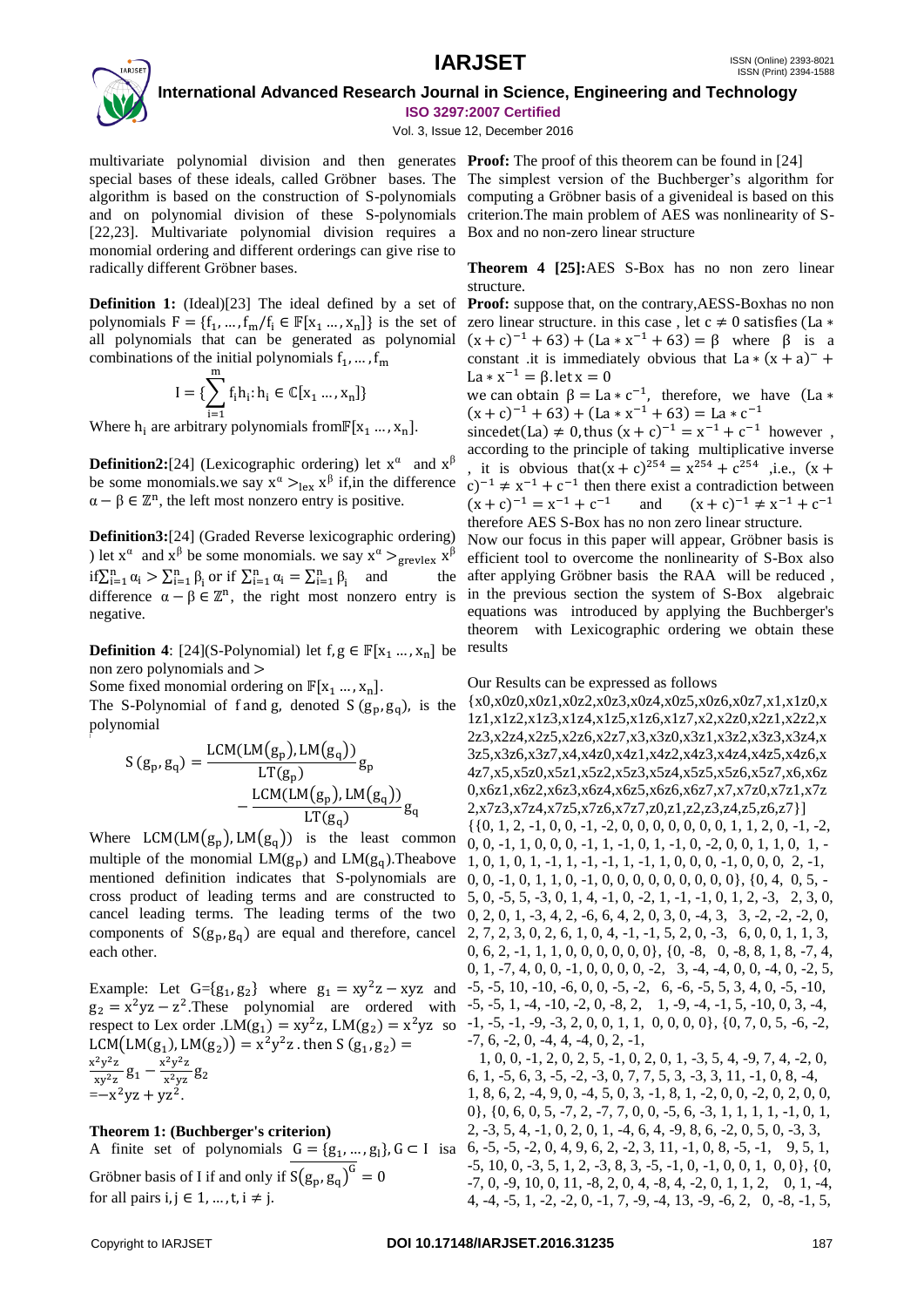multivariate polynomial division and then generates special bases of these ideals, called Gröbner bases. The algorithm is based on the construction of S-polynomials and on polynomial division of these S-polynomials [22,23]. Multivariate polynomial division requires a monomial ordering and different orderings can give rise to radically different Gröbner bases.

**Definition 1:** (Ideal)[23] The ideal defined by a set of polynomials $F = \{f_1, \dots, f_m / f_i \in \mathbb{F}[x_1 \dots, x_n]\}$ is the set of all polynomials that can be generated as polynomial combinations of the initial polynomials $f_1, \dots, f_m$

$$I = \{\sum_{i=1}^{m} f_i h_i : h_i \in \mathbb{C}[x_1 \dots, x_n]\}$$

Where $h_i$ are arbitrary polynomials from $\mathbb{F}[x_1 \dots, x_n]$.

**Definition2:**[24] (Lexicographic ordering) let $x^\alpha$ and $x^\beta$ be some monomials.we say $x^\alpha >_{lex} x^\beta$ if,in the difference $\alpha - \beta \in \mathbb{Z}^n$, the left most nonzero entry is positive.

**Definition3:**[24] (Graded Reverse lexicographic ordering) ) let $x^\alpha$ and $x^\beta$ be some monomials. we say $x^\alpha >_{grevlex} x^\beta$ if $\sum_{i=1}^{n} \alpha_i > \sum_{i=1}^{n} \beta_i$ or if $\sum_{i=1}^{n} \alpha_i = \sum_{i=1}^{n} \beta_i$ and the difference $\alpha - \beta \in \mathbb{Z}^n$, the right most nonzero entry is negative.

**Definition 4**: [24](S-Polynomial) let $f, g \in \mathbb{F}[x_1 \dots, x_n]$ be non zero polynomials and $>$

Some fixed monomial ordering on $\mathbb{F}[x_1 \dots, x_n]$.

The S-Polynomial of f and g, denoted $S(g_p, g_q)$, is the polynomial

$$S(g_p, g_q) = \frac{LCM(LM(g_p), LM(g_q))}{LT(g_p)} g_p - \frac{LCM(LM(g_p), LM(g_q))}{LT(g_q)} g_q$$

Where $LCM(LM(g_p), LM(g_q))$ is the least common multiple of the monomial $LM(g_p)$ and $LM(g_q)$.Theabove mentioned definition indicates that S-polynomials are cross product of leading terms and are constructed to cancel leading terms. The leading terms of the two components of $S(g_p, g_q)$ are equal and therefore, cancel each other.

Example: Let $G=\{g_1, g_2\}$ where $g_1 = xy^2z - xyz$ and $g_2 = x^2yz - z^2$.These polynomial are ordered with respect to Lex order .$LM(g_1) = xy^2z$, $LM(g_2) = x^2yz$ so $LCM(LM(g_1), LM(g_2)) = x^2y^2z$ . then $S(g_1, g_2) = \frac{x^2y^2z}{xy^2z} g_1 - \frac{x^2y^2z}{x^2yz} g_2$
$= -x^2yz + yz^2$.

**Theorem 1: (Buchberger's criterion)**

A finite set of polynomials $G = \{g_1, \dots, g_l\}, G \subset I$ isa Gröbner basis of I if and only if $\overline{S(g_p, g_q)}^G = 0$ for all pairs $i, j \in 1, \dots, t, i \neq j$.

**Proof:** The proof of this theorem can be found in [24]

The simplest version of the Buchberger's algorithm for computing a Gröbner basis of a givenideal is based on this criterion.The main problem of AES was nonlinearity of S-Box and no non-zero linear structure

**Theorem 4 [25]:**AES S-Box has no non zero linear structure.

**Proof:** suppose that, on the contrary,AESS-Boxhas no non zero linear structure. in this case , let $c \neq 0$ satisfies $(La * (x + c)^{-1} + 63) + (La * x^{-1} + 63) = \beta$ where $\beta$ is a constant .it is immediately obvious that $La * (x + a)^{-} + La * x^{-1} = \beta$. let $x = 0$

we can obtain $\beta = La * c^{-1}$, therefore, we have $(La * (x + c)^{-1} + 63) + (La * x^{-1} + 63) = La * c^{-1}$

since $det(La) \neq 0$, thus $(x + c)^{-1} = x^{-1} + c^{-1}$ however , according to the principle of taking multiplicative inverse , it is obvious that $(x + c)^{254} = x^{254} + c^{254}$ ,i.e., $(x + c)^{-1} \neq x^{-1} + c^{-1}$ then there exist a contradiction between $(x + c)^{-1} = x^{-1} + c^{-1}$ and $(x + c)^{-1} \neq x^{-1} + c^{-1}$ therefore AES S-Box has no non zero linear structure.

Now our focus in this paper will appear, Gröbner basis is efficient tool to overcome the nonlinearity of S-Box also after applying Gröbner basis the RAA will be reduced , in the previous section the system of S-Box algebraic equations was introduced by applying the Buchberger's theorem with Lexicographic ordering we obtain these results

Our Results can be expressed as follows

{x0,x0z0,x0z1,x0z2,x0z3,x0z4,x0z5,x0z6,x0z7,x1,x1z0,x1z1,x1z2,x1z3,x1z4,x1z5,x1z6,x1z7,x2,x2z0,x2z1,x2z2,x2z3,x2z4,x2z5,x2z6,x2z7,x3,x3z0,x3z1,x3z2,x3z3,x3z4,x3z5,x3z6,x3z7,x4,x4z0,x4z1,x4z2,x4z3,x4z4,x4z5,x4z6,x4z7,x5,x5z0,x5z1,x5z2,x5z3,x5z4,x5z5,x5z6,x5z7,x6,x6z0,x6z1,x6z2,x6z3,x6z4,x6z5,x6z6,x6z7,x7,x7z0,x7z1,x7z2,x7z3,x7z4,x7z5,x7z6,x7z7,z0,z1,z2,z3,z4,z5,z6,z7}]

{{0, 1, 2, -1, 0, 0, -1, -2, 0, 0, 0, 0, 0, 0, 0, 1, 1, 2, 0, -1, -2, 0, 0, -1, 1, 0, 0, 0, -1, 1, -1, 0, 1, -1, 0, -2, 0, 0, 1, 1, 0, 1, -1, 0, 1, 0, 1, -1, 1, -1, -1, 1, -1, 1, 0, 0, 0, -1, 0, 0, 0, 2, -1, 0, 0, -1, 0, 1, 1, 0, -1, 0, 0, 0, 0, 0, 0, 0, 0, 0, 0}, {0, 4, 0, 5, -5, 0, -5, 5, -3, 0, 1, 4, -1, 0, -2, 1, -1, -1, 0, 1, 2, -3, 2, 3, 0, 0, 2, 0, 1, -3, 4, 2, -6, 6, 4, 2, 0, 3, 0, -4, 3, 3, -2, -2, -2, 0, 2, 7, 2, 3, 0, 2, 6, 1, 0, 4, -1, -1, 5, 2, 0, -3, 6, 0, 0, 1, 1, 3, 0, 6, 2, -1, 1, 1, 0, 0, 0, 0, 0, 0}, {0, -8, 0, -8, 8, 1, 8, -7, 4, 0, 1, -7, 4, 0, 0, -1, 0, 0, 0, 0, -2, 3, -4, -4, 0, 0, -4, 0, -2, 5, -5, -5, 10, -10, -6, 0, 0, -5, -2, 6, -6, -5, 5, 3, 4, 0, -5, -10, -5, -5, 1, -4, -10, -2, 0, -8, 2, 1, -9, -4, -1, 5, -10, 0, 3, -4, -1, -5, -1, -9, -3, 2, 0, 0, 1, 1, 0, 0, 0, 0}, {0, 7, 0, 5, -6, -2, -7, 6, -2, 0, -4, 4, -4, 0, 2, -1, 1, 0, 0, -1, 2, 0, 2, 5, -1, 0, 2, 0, 1, -3, 5, 4, -9, 7, 4, -2, 0, 6, 1, -5, 6, 3, -5, -2, -3, 0, 7, 7, 5, 3, -3, 3, 11, -1, 0, 8, -4, 1, 8, 6, 2, -4, 9, 0, -4, 5, 0, 3, -1, 8, 1, -2, 0, 0, -2, 0, 2, 0, 0, 0}, {0, 6, 0, 5, -7, 2, -7, 7, 0, 0, -5, 6, -3, 1, 1, 1, 1, -1, 0, 1, 2, -3, 5, 4, -1, 0, 2, 0, 1, -4, 6, 4, -9, 8, 6, -2, 0, 5, 0, -3, 3, 6, -5, -5, -2, 0, 4, 9, 6, 2, -2, 3, 11, -1, 0, 8, -5, -1, 9, 5, 1, -5, 10, 0, -3, 5, 1, 2, -3, 8, 3, -5, -1, 0, -1, 0, 0, 1, 0, 0}, {0, -7, 0, -9, 10, 0, 11, -8, 2, 0, 4, -8, 4, -2, 0, 1, 1, 2, 0, 1, -4, 4, -4, -5, 1, -2, -2, 0, -1, 7, -9, -4, 13, -9, -6, 2, 0, -8, -1, 5,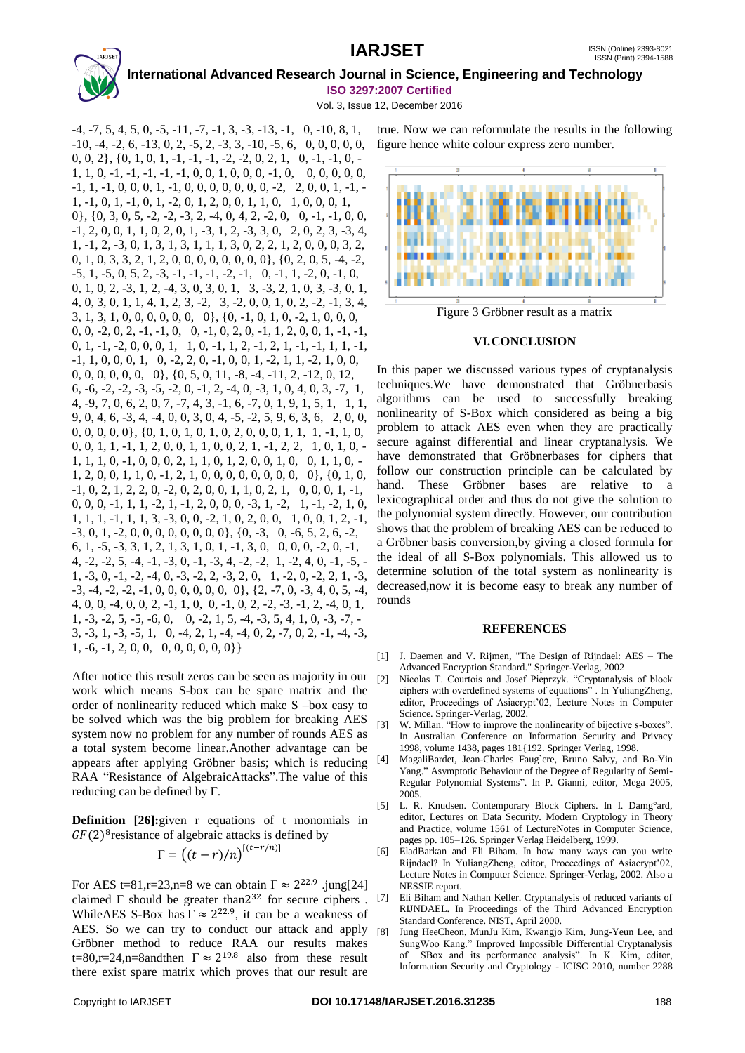-4, -7, 5, 4, 5, 0, -5, -11, -7, -1, 3, -3, -13, -1, 0, -10, 8, 1, -10, -4, -2, 6, -13, 0, 2, -5, 2, -3, 3, -10, -5, 6, 0, 0, 0, 0, 0, 0, 0, 2}, {0, 1, 0, 1, -1, -1, -1, -2, -2, 0, 2, 1, 0, -1, -1, 0, -1, 1, 0, -1, -1, -1, -1, -1, 0, 0, 1, 0, 0, 0, -1, 0, 0, 0, 0, 0, 0, -1, 1, -1, 0, 0, 0, 1, -1, 0, 0, 0, 0, 0, 0, 0, -2, 2, 0, 0, 1, -1, -1, -1, 0, 1, -1, 0, 1, -2, 0, 1, 2, 0, 0, 1, 1, 0, 1, 0, 0, 0, 1, 0}, {0, 3, 0, 5, -2, -2, -3, 2, -4, 0, 4, 2, -2, 0, 0, -1, -1, 0, 0, -1, 2, 0, 0, 1, 1, 0, 2, 0, 1, -3, 1, 2, -3, 3, 0, 2, 0, 2, 3, -3, 4, 1, -1, 2, -3, 0, 1, 3, 1, 3, 1, 1, 1, 3, 0, 2, 2, 1, 2, 0, 0, 0, 3, 2, 0, 1, 0, 3, 3, 2, 1, 2, 0, 0, 0, 0, 0, 0, 0, 0}, {0, 2, 0, 5, -4, -2, -5, 1, -5, 0, 5, 2, -3, -1, -1, -1, -2, -1, 0, -1, 1, -2, 0, -1, 0, 0, 1, 0, 2, -3, 1, 2, -4, 3, 0, 3, 0, 1, 3, -3, 2, 1, 0, 3, -3, 0, 1, 4, 0, 3, 0, 1, 1, 4, 1, 2, 3, -2, 3, -2, 0, 0, 1, 0, 2, -2, -1, 3, 4, 3, 1, 3, 1, 0, 0, 0, 0, 0, 0, 0}, {0, -1, 0, 1, 0, -2, 1, 0, 0, 0, 0, 0, -2, 0, 2, -1, -1, 0, 0, -1, 0, 2, 0, -1, 1, 2, 0, 0, 1, -1, -1, 0, 1, -1, -2, 0, 0, 0, 1, 1, 0, -1, 1, 2, -1, 2, 1, -1, -1, 1, 1, -1, -1, 1, 0, 0, 0, 1, 0, -2, 2, 0, -1, 0, 0, 1, -2, 1, 1, -2, 1, 0, 0, 0, 0, 0, 0, 0, 0, 0}, {0, 5, 0, 11, -8, -4, -11, 2, -12, 0, 12, 6, -6, -2, -2, -3, -5, -2, 0, -1, 2, -4, 0, -3, 1, 0, 4, 0, 3, -7, 1, 4, -9, 7, 0, 6, 2, 0, 7, -7, 4, 3, -1, 6, -7, 0, 1, 9, 1, 5, 1, 1, 1, 9, 0, 4, 6, -3, 4, -4, 0, 0, 3, 0, 4, -5, -2, 5, 9, 6, 3, 6, 2, 0, 0, 0, 0, 0, 0, 0}, {0, 1, 0, 1, 0, 1, 0, 2, 0, 0, 0, 1, 1, 1, -1, 1, 0, 0, 0, 1, 1, -1, 1, 2, 0, 0, 1, 1, 0, 0, 2, 1, -1, 2, 2, 1, 0, 1, 0, -1, 1, 1, 0, -1, 0, 0, 0, 2, 1, 1, 0, 1, 2, 0, 0, 1, 0, 0, 1, 1, 0, -1, 2, 0, 0, 1, 1, 0, -1, 2, 1, 2, 0, 1, 2, 0, 0, 0, 0, 0, 0, 0, 0, 0}, {0, 1, 0, -1, 0, 2, 1, 2, 2, 0, -2, 0, 2, 0, 0, 1, 1, 0, 2, 1, 0, 0, 0, 1, -1, 0, 0, 0, -1, 1, 1, -2, 1, -1, 2, 0, 0, 0, -3, 1, -2, 1, -1, -2, 1, 0, 1, 1, 1, -1, 1, 1, 3, -3, 0, 0, -2, 1, 0, 2, 0, 0, 1, 0, 0, 1, 2, -1, -3, 0, 1, -2, 0, 0, 0, 0, 0, 0, 0, 0, 0}, {0, -3, 0, -6, 5, 2, 6, -2, 6, 1, -5, -3, 3, 1, 2, 1, 3, 1, 0, 1, -1, 3, 0, 0, 0, -2, 0, -1, 4, -2, -2, 5, -4, -1, -3, 0, -1, -3, 4, -2, -2, 1, -2, 4, 0, -1, -5, -1, -3, 0, -1, -2, -4, 0, -3, -2, 2, -3, 2, 0, 1, -2, 0, -2, 2, 1, -3, -3, -4, -2, -2, -1, 0, 0, 0, 0, 0, 0, 0, 0}, {2, -7, 0, -3, 4, 0, 5, -4, 4, 0, 0, -4, 0, 0, 2, -1, 1, 0, 0, -1, 0, 2, -2, -3, -1, 2, -4, 0, 1, 1, -3, -2, 5, -5, -6, 0, 0, -2, 1, 5, -4, -3, 5, 4, 1, 0, -3, -7, -3, -3, 1, -3, -5, 1, 0, -4, 2, 1, -4, -4, 0, 2, -7, 0, 2, -1, -4, -3, 1, -6, -1, 2, 0, 0, 0, 0, 0, 0, 0, 0}}

After notice this result zeros can be seen as majority in our work which means S-box can be spare matrix and the order of nonlinearity reduced which make S –box easy to be solved which was the big problem for breaking AES system now no problem for any number of rounds AES as a total system become linear.Another advantage can be appears after applying Gröbner basis; which is reducing RAA "Resistance of AlgebraicAttacks".The value of this reducing can be defined by Γ.

**Definition [26]:**given r equations of t monomials in $GF(2)^8$resistance of algebraic attacks is defined by

$$\Gamma = \left((t-r)/n\right)^{\lceil (t-r/n)\rceil}$$

For AES t=81,r=23,n=8 we can obtain $\Gamma \approx 2^{22.9}$ .jung[24] claimed Γ should be greater than$2^{32}$ for secure ciphers . WhileAES S-Box has $\Gamma \approx 2^{22.9}$, it can be a weakness of AES. So we can try to conduct our attack and apply Gröbner method to reduce RAA our results makes t=80,r=24,n=8andthen $\Gamma \approx 2^{19.8}$ also from these result there exist spare matrix which proves that our result are true. Now we can reformulate the results in the following figure hence white colour express zero number.

Figure 3 Gröbner result as a matrix

## VI. CONCLUSION

In this paper we discussed various types of cryptanalysis techniques.We have demonstrated that Gröbnerbasis algorithms can be used to successfully breaking nonlinearity of S-Box which considered as being a big problem to attack AES even when they are practically secure against differential and linear cryptanalysis. We have demonstrated that Gröbnerbases for ciphers that follow our construction principle can be calculated by hand. These Gröbner bases are relative to a lexicographical order and thus do not give the solution to the polynomial system directly. However, our contribution shows that the problem of breaking AES can be reduced to a Gröbner basis conversion,by giving a closed formula for the ideal of all S-Box polynomials. This allowed us to determine solution of the total system as nonlinearity is decreased,now it is become easy to break any number of rounds

## REFERENCES

[1] J. Daemen and V. Rijmen, "The Design of Rijndael: AES – The Advanced Encryption Standard." Springer-Verlag, 2002

[2] Nicolas T. Courtois and Josef Pieprzyk. "Cryptanalysis of block ciphers with overdefined systems of equations" . In YuliangZheng, editor, Proceedings of Asiacrypt'02, Lecture Notes in Computer Science. Springer-Verlag, 2002.

[3] W. Millan. "How to improve the nonlinearity of bijective s-boxes". In Australian Conference on Information Security and Privacy 1998, volume 1438, pages 181{192. Springer Verlag, 1998.

[4] MagaliBardet, Jean-Charles Faug`ere, Bruno Salvy, and Bo-Yin Yang." Asymptotic Behaviour of the Degree of Regularity of Semi-Regular Polynomial Systems". In P. Gianni, editor, Mega 2005, 2005.

[5] L. R. Knudsen. Contemporary Block Ciphers. In I. Damg°ard, editor, Lectures on Data Security. Modern Cryptology in Theory and Practice, volume 1561 of LectureNotes in Computer Science, pages pp. 105–126. Springer Verlag Heidelberg, 1999.

[6] EladBarkan and Eli Biham. In how many ways can you write Rijndael? In YuliangZheng, editor, Proceedings of Asiacrypt'02, Lecture Notes in Computer Science. Springer-Verlag, 2002. Also a NESSIE report.

[7] Eli Biham and Nathan Keller. Cryptanalysis of reduced variants of RIJNDAEL. In Proceedings of the Third Advanced Encryption Standard Conference. NIST, April 2000.

[8] Jung HeeCheon, MunJu Kim, Kwangjo Kim, Jung-Yeun Lee, and SungWoo Kang." Improved Impossible Differential Cryptanalysis of SBox and its performance analysis". In K. Kim, editor, Information Security and Cryptology - ICISC 2010, number 2288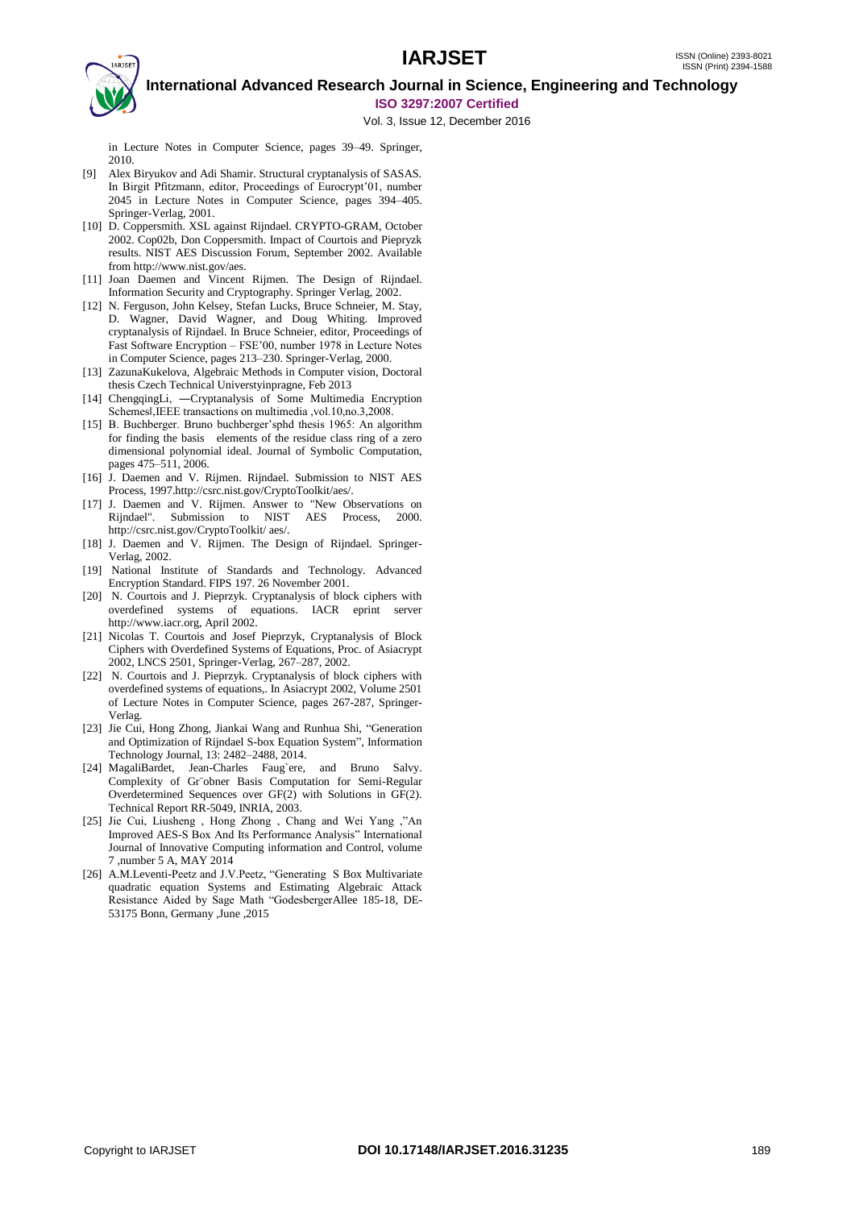in Lecture Notes in Computer Science, pages 39–49. Springer, 2010.

[9] Alex Biryukov and Adi Shamir. Structural cryptanalysis of SASAS. In Birgit Pfitzmann, editor, Proceedings of Eurocrypt'01, number 2045 in Lecture Notes in Computer Science, pages 394–405. Springer-Verlag, 2001.

[10] D. Coppersmith. XSL against Rijndael. CRYPTO-GRAM, October 2002. Cop02b, Don Coppersmith. Impact of Courtois and Pieprzyk results. NIST AES Discussion Forum, September 2002. Available from http://www.nist.gov/aes.

[11] Joan Daemen and Vincent Rijmen. The Design of Rijndael. Information Security and Cryptography. Springer Verlag, 2002.

[12] N. Ferguson, John Kelsey, Stefan Lucks, Bruce Schneier, M. Stay, D. Wagner, David Wagner, and Doug Whiting. Improved cryptanalysis of Rijndael. In Bruce Schneier, editor, Proceedings of Fast Software Encryption – FSE'00, number 1978 in Lecture Notes in Computer Science, pages 213–230. Springer-Verlag, 2000.

[13] ZazunaKukelova, Algebraic Methods in Computer vision, Doctoral thesis Czech Technical Universtyinpragne, Feb 2013

[14] ChengqingLi, ―Cryptanalysis of Some Multimedia Encryption Schemes‖,IEEE transactions on multimedia ,vol.10,no.3,2008.

[15] B. Buchberger. Bruno buchberger'sphd thesis 1965: An algorithm for finding the basis elements of the residue class ring of a zero dimensional polynomial ideal. Journal of Symbolic Computation, pages 475–511, 2006.

[16] J. Daemen and V. Rijmen. Rijndael. Submission to NIST AES Process, 1997.http://csrc.nist.gov/CryptoToolkit/aes/.

[17] J. Daemen and V. Rijmen. Answer to "New Observations on Rijndael". Submission to NIST AES Process, 2000. http://csrc.nist.gov/CryptoToolkit/ aes/.

[18] J. Daemen and V. Rijmen. The Design of Rijndael. Springer-Verlag, 2002.

[19] National Institute of Standards and Technology. Advanced Encryption Standard. FIPS 197. 26 November 2001.

[20] N. Courtois and J. Pieprzyk. Cryptanalysis of block ciphers with overdefined systems of equations. IACR eprint server http://www.iacr.org, April 2002.

[21] Nicolas T. Courtois and Josef Pieprzyk, Cryptanalysis of Block Ciphers with Overdefined Systems of Equations, Proc. of Asiacrypt 2002, LNCS 2501, Springer-Verlag, 267–287, 2002.

[22] N. Courtois and J. Pieprzyk. Cryptanalysis of block ciphers with overdefined systems of equations,. In Asiacrypt 2002, Volume 2501 of Lecture Notes in Computer Science, pages 267-287, Springer-Verlag.

[23] Jie Cui, Hong Zhong, Jiankai Wang and Runhua Shi, "Generation and Optimization of Rijndael S-box Equation System", Information Technology Journal, 13: 2482–2488, 2014.

[24] MagaliBardet, Jean-Charles Faug`ere, and Bruno Salvy. Complexity of Gr¨obner Basis Computation for Semi-Regular Overdetermined Sequences over GF(2) with Solutions in GF(2). Technical Report RR-5049, INRIA, 2003.

[25] Jie Cui, Liusheng , Hong Zhong , Chang and Wei Yang ,"An Improved AES-S Box And Its Performance Analysis" International Journal of Innovative Computing information and Control, volume 7 ,number 5 A, MAY 2014

[26] A.M.Leventi-Peetz and J.V.Peetz, "Generating S Box Multivariate quadratic equation Systems and Estimating Algebraic Attack Resistance Aided by Sage Math "GodesbergerAllee 185-18, DE-53175 Bonn, Germany ,June ,2015